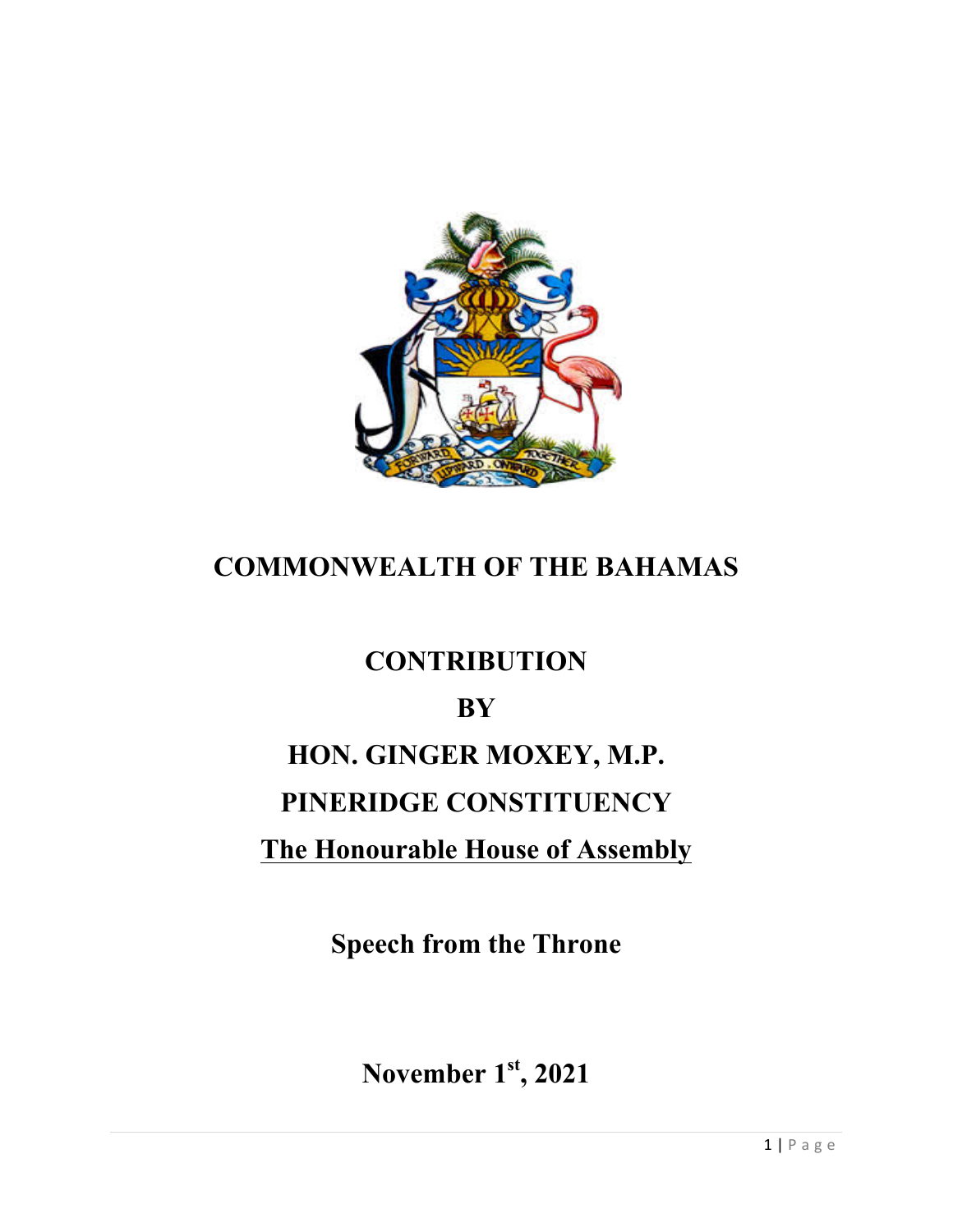# COMMONWEALTH OF THE BAHAMAS

## CONTRIBUTION

## BY

## HON. GINGER MOXEY, M.P.

## PINERIDGE CONSTITUENCY

## The Honourable House of Assembly

## Speech from the Throne

## November 1st, 2021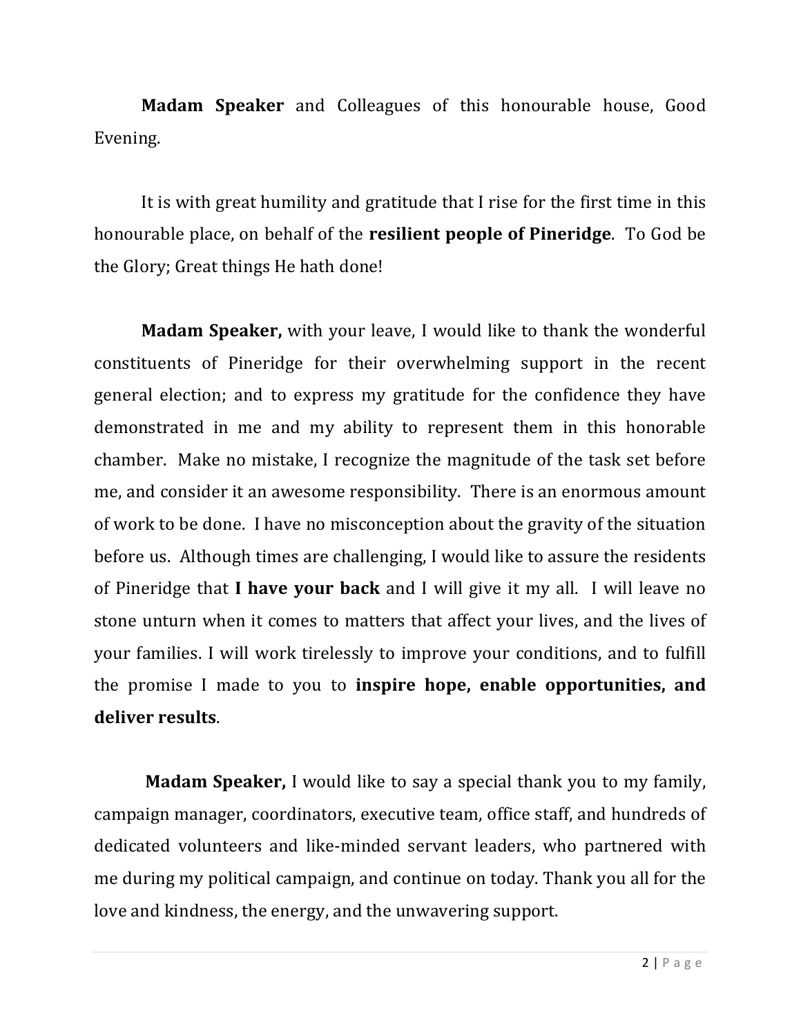**Madam Speaker** and Colleagues of this honourable house, Good Evening.

It is with great humility and gratitude that I rise for the first time in this honourable place, on behalf of the **resilient people of Pineridge**. To God be the Glory; Great things He hath done!

**Madam Speaker,** with your leave, I would like to thank the wonderful constituents of Pineridge for their overwhelming support in the recent general election; and to express my gratitude for the confidence they have demonstrated in me and my ability to represent them in this honorable chamber. Make no mistake, I recognize the magnitude of the task set before me, and consider it an awesome responsibility. There is an enormous amount of work to be done. I have no misconception about the gravity of the situation before us. Although times are challenging, I would like to assure the residents of Pineridge that **I have your back** and I will give it my all. I will leave no stone unturn when it comes to matters that affect your lives, and the lives of your families. I will work tirelessly to improve your conditions, and to fulfill the promise I made to you to **inspire hope, enable opportunities, and deliver results**.

**Madam Speaker,** I would like to say a special thank you to my family, campaign manager, coordinators, executive team, office staff, and hundreds of dedicated volunteers and like-minded servant leaders, who partnered with me during my political campaign, and continue on today. Thank you all for the love and kindness, the energy, and the unwavering support.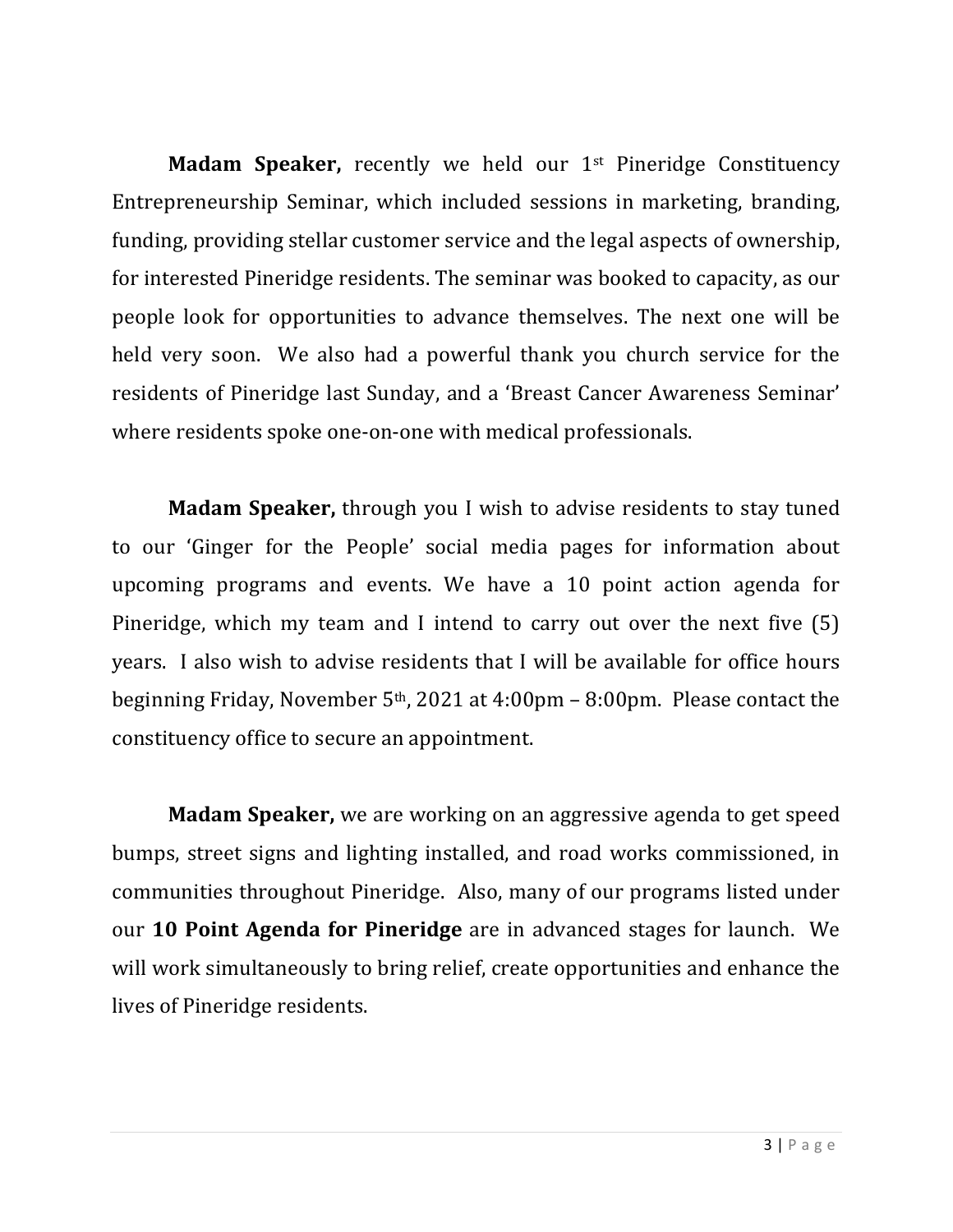**Madam Speaker,** recently we held our 1st Pineridge Constituency Entrepreneurship Seminar, which included sessions in marketing, branding, funding, providing stellar customer service and the legal aspects of ownership, for interested Pineridge residents. The seminar was booked to capacity, as our people look for opportunities to advance themselves. The next one will be held very soon. We also had a powerful thank you church service for the residents of Pineridge last Sunday, and a 'Breast Cancer Awareness Seminar' where residents spoke one-on-one with medical professionals.

**Madam Speaker,** through you I wish to advise residents to stay tuned to our 'Ginger for the People' social media pages for information about upcoming programs and events. We have a 10 point action agenda for Pineridge, which my team and I intend to carry out over the next five (5) years. I also wish to advise residents that I will be available for office hours beginning Friday, November 5th, 2021 at 4:00pm – 8:00pm. Please contact the constituency office to secure an appointment.

**Madam Speaker,** we are working on an aggressive agenda to get speed bumps, street signs and lighting installed, and road works commissioned, in communities throughout Pineridge. Also, many of our programs listed under our **10 Point Agenda for Pineridge** are in advanced stages for launch. We will work simultaneously to bring relief, create opportunities and enhance the lives of Pineridge residents.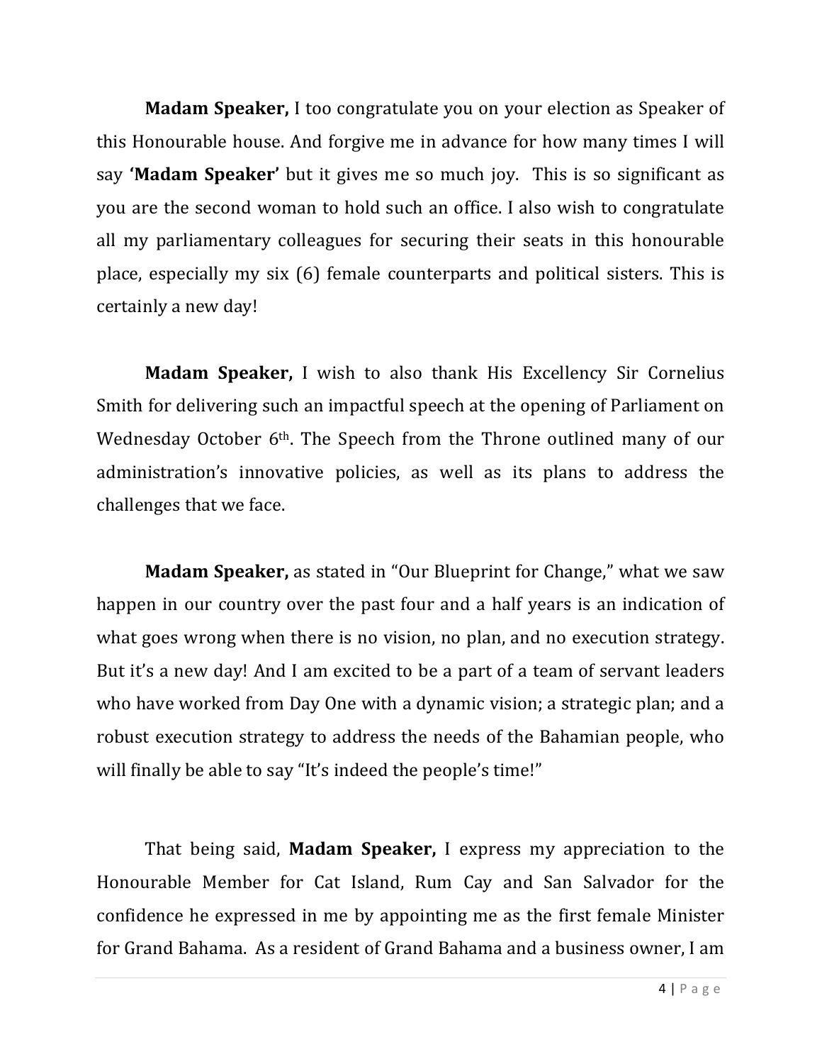**Madam Speaker,** I too congratulate you on your election as Speaker of this Honourable house. And forgive me in advance for how many times I will say **'Madam Speaker'** but it gives me so much joy. This is so significant as you are the second woman to hold such an office. I also wish to congratulate all my parliamentary colleagues for securing their seats in this honourable place, especially my six (6) female counterparts and political sisters. This is certainly a new day!

**Madam Speaker,** I wish to also thank His Excellency Sir Cornelius Smith for delivering such an impactful speech at the opening of Parliament on Wednesday October 6th. The Speech from the Throne outlined many of our administration's innovative policies, as well as its plans to address the challenges that we face.

**Madam Speaker,** as stated in "Our Blueprint for Change," what we saw happen in our country over the past four and a half years is an indication of what goes wrong when there is no vision, no plan, and no execution strategy. But it's a new day! And I am excited to be a part of a team of servant leaders who have worked from Day One with a dynamic vision; a strategic plan; and a robust execution strategy to address the needs of the Bahamian people, who will finally be able to say "It's indeed the people's time!"

That being said, **Madam Speaker,** I express my appreciation to the Honourable Member for Cat Island, Rum Cay and San Salvador for the confidence he expressed in me by appointing me as the first female Minister for Grand Bahama. As a resident of Grand Bahama and a business owner, I am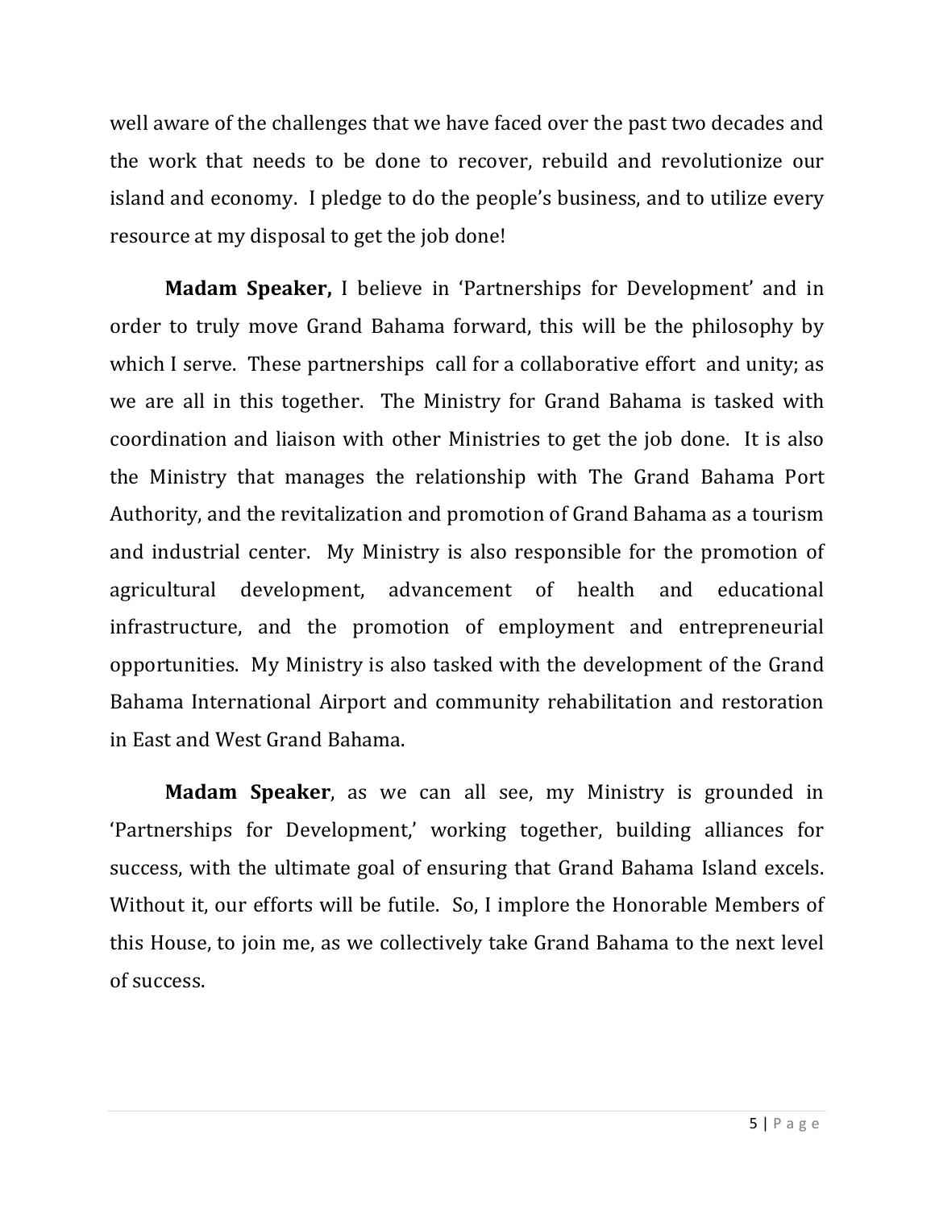well aware of the challenges that we have faced over the past two decades and the work that needs to be done to recover, rebuild and revolutionize our island and economy. I pledge to do the people's business, and to utilize every resource at my disposal to get the job done!

**Madam Speaker,** I believe in 'Partnerships for Development' and in order to truly move Grand Bahama forward, this will be the philosophy by which I serve. These partnerships call for a collaborative effort and unity; as we are all in this together. The Ministry for Grand Bahama is tasked with coordination and liaison with other Ministries to get the job done. It is also the Ministry that manages the relationship with The Grand Bahama Port Authority, and the revitalization and promotion of Grand Bahama as a tourism and industrial center. My Ministry is also responsible for the promotion of agricultural development, advancement of health and educational infrastructure, and the promotion of employment and entrepreneurial opportunities. My Ministry is also tasked with the development of the Grand Bahama International Airport and community rehabilitation and restoration in East and West Grand Bahama.

**Madam Speaker**, as we can all see, my Ministry is grounded in 'Partnerships for Development,' working together, building alliances for success, with the ultimate goal of ensuring that Grand Bahama Island excels. Without it, our efforts will be futile. So, I implore the Honorable Members of this House, to join me, as we collectively take Grand Bahama to the next level of success.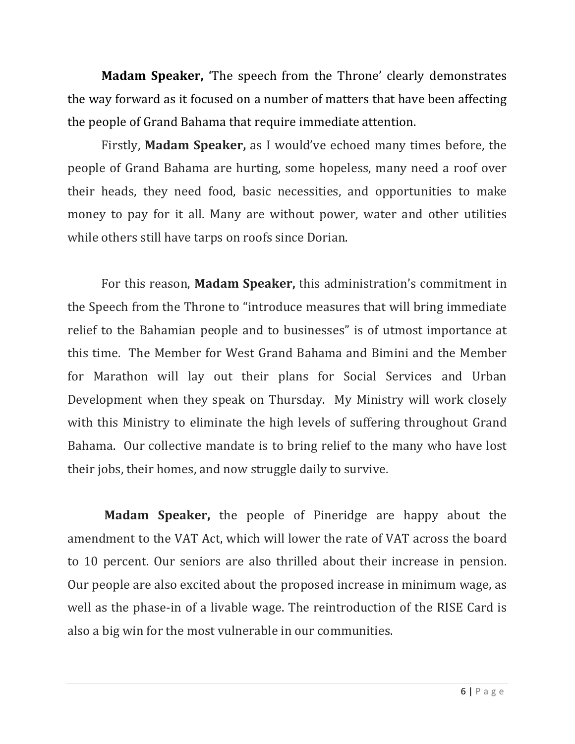**Madam Speaker,** 'The speech from the Throne' clearly demonstrates the way forward as it focused on a number of matters that have been affecting the people of Grand Bahama that require immediate attention.

Firstly, **Madam Speaker,** as I would've echoed many times before, the people of Grand Bahama are hurting, some hopeless, many need a roof over their heads, they need food, basic necessities, and opportunities to make money to pay for it all. Many are without power, water and other utilities while others still have tarps on roofs since Dorian.

For this reason, **Madam Speaker,** this administration's commitment in the Speech from the Throne to "introduce measures that will bring immediate relief to the Bahamian people and to businesses" is of utmost importance at this time. The Member for West Grand Bahama and Bimini and the Member for Marathon will lay out their plans for Social Services and Urban Development when they speak on Thursday. My Ministry will work closely with this Ministry to eliminate the high levels of suffering throughout Grand Bahama. Our collective mandate is to bring relief to the many who have lost their jobs, their homes, and now struggle daily to survive.

**Madam Speaker,** the people of Pineridge are happy about the amendment to the VAT Act, which will lower the rate of VAT across the board to 10 percent. Our seniors are also thrilled about their increase in pension. Our people are also excited about the proposed increase in minimum wage, as well as the phase-in of a livable wage. The reintroduction of the RISE Card is also a big win for the most vulnerable in our communities.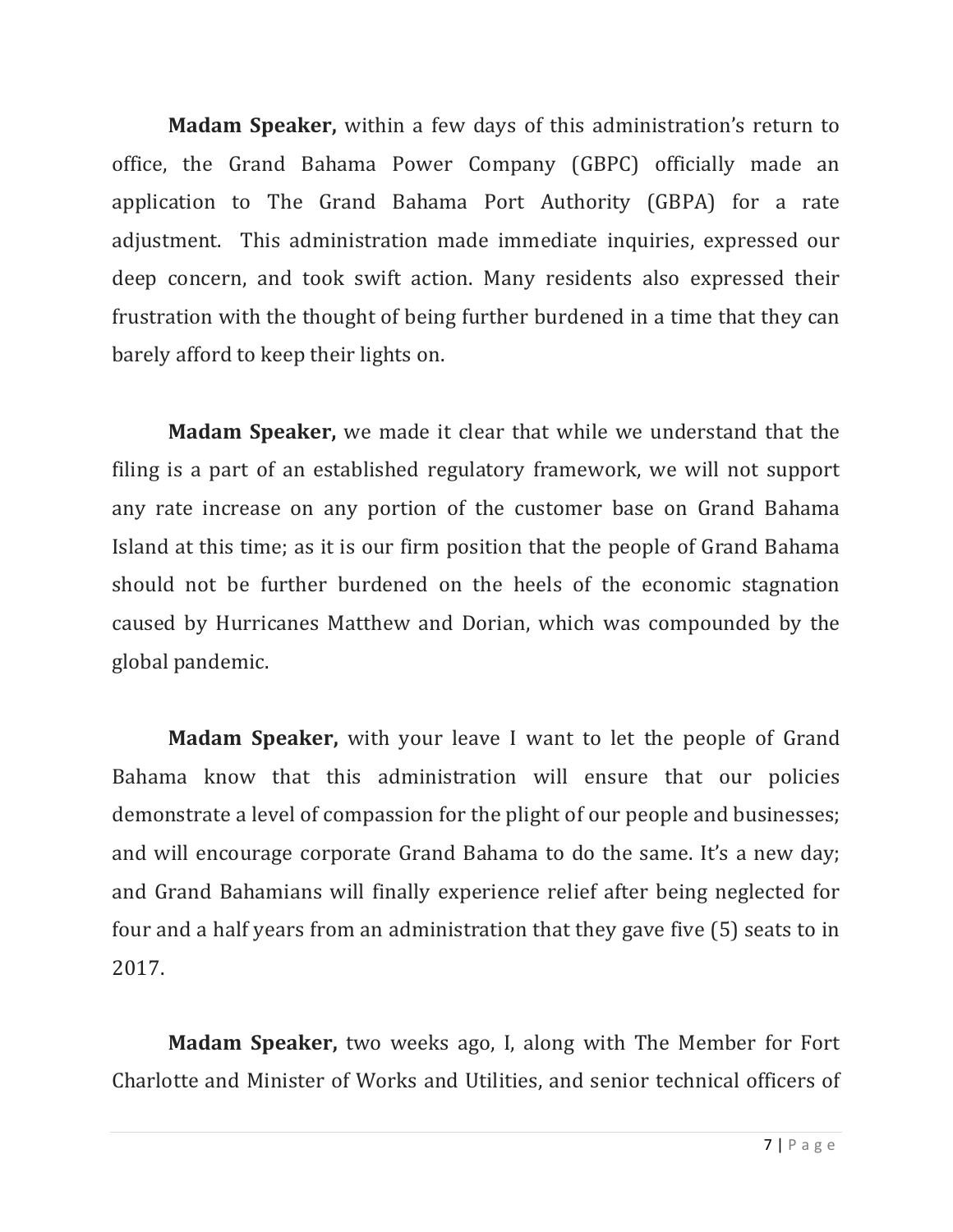**Madam Speaker,** within a few days of this administration's return to office, the Grand Bahama Power Company (GBPC) officially made an application to The Grand Bahama Port Authority (GBPA) for a rate adjustment. This administration made immediate inquiries, expressed our deep concern, and took swift action. Many residents also expressed their frustration with the thought of being further burdened in a time that they can barely afford to keep their lights on.

**Madam Speaker,** we made it clear that while we understand that the filing is a part of an established regulatory framework, we will not support any rate increase on any portion of the customer base on Grand Bahama Island at this time; as it is our firm position that the people of Grand Bahama should not be further burdened on the heels of the economic stagnation caused by Hurricanes Matthew and Dorian, which was compounded by the global pandemic.

**Madam Speaker,** with your leave I want to let the people of Grand Bahama know that this administration will ensure that our policies demonstrate a level of compassion for the plight of our people and businesses; and will encourage corporate Grand Bahama to do the same. It's a new day; and Grand Bahamians will finally experience relief after being neglected for four and a half years from an administration that they gave five (5) seats to in 2017.

**Madam Speaker,** two weeks ago, I, along with The Member for Fort Charlotte and Minister of Works and Utilities, and senior technical officers of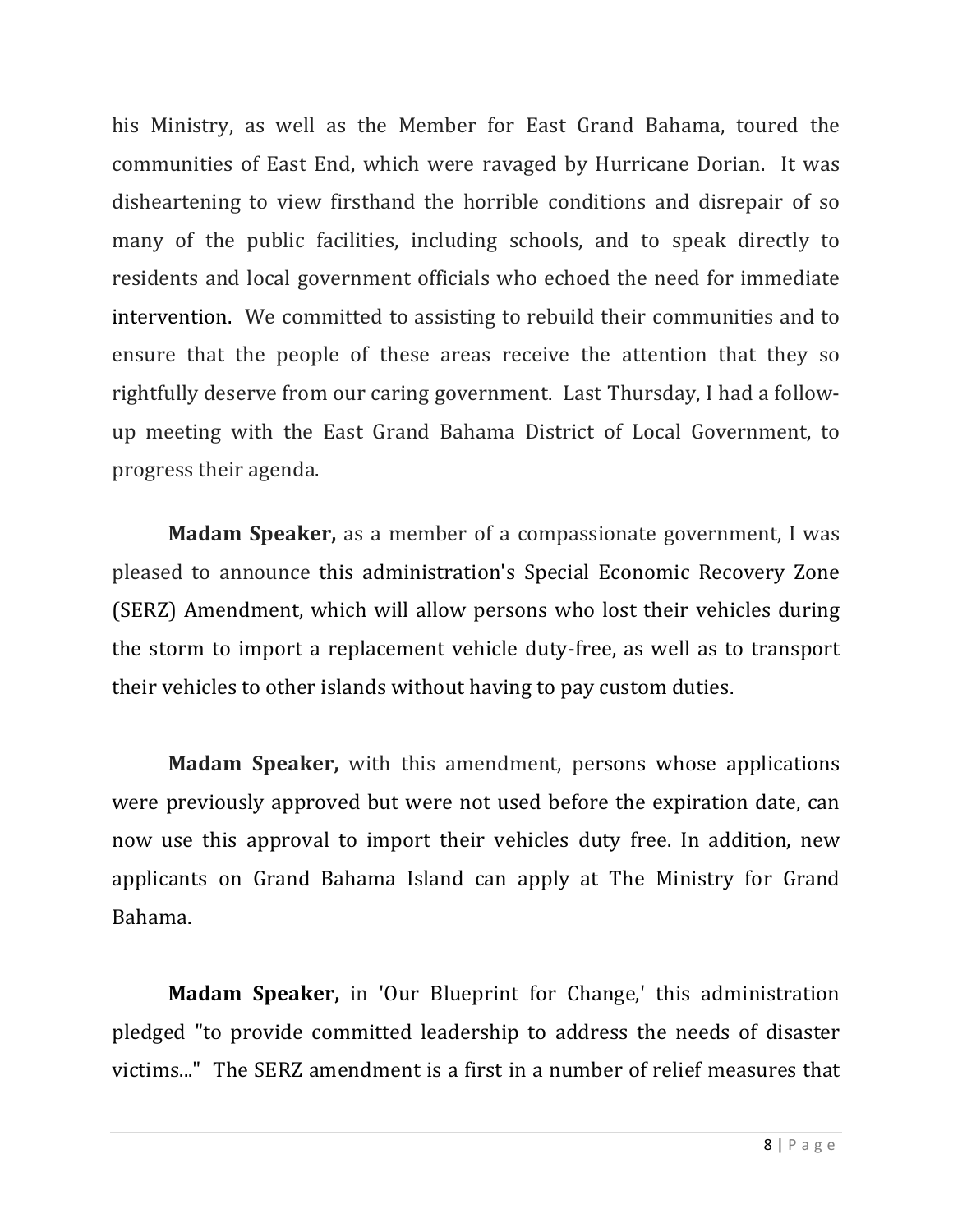his Ministry, as well as the Member for East Grand Bahama, toured the communities of East End, which were ravaged by Hurricane Dorian. It was disheartening to view firsthand the horrible conditions and disrepair of so many of the public facilities, including schools, and to speak directly to residents and local government officials who echoed the need for immediate intervention. We committed to assisting to rebuild their communities and to ensure that the people of these areas receive the attention that they so rightfully deserve from our caring government. Last Thursday, I had a follow-up meeting with the East Grand Bahama District of Local Government, to progress their agenda.

**Madam Speaker,** as a member of a compassionate government, I was pleased to announce this administration's Special Economic Recovery Zone (SERZ) Amendment, which will allow persons who lost their vehicles during the storm to import a replacement vehicle duty-free, as well as to transport their vehicles to other islands without having to pay custom duties.

**Madam Speaker,** with this amendment, persons whose applications were previously approved but were not used before the expiration date, can now use this approval to import their vehicles duty free. In addition, new applicants on Grand Bahama Island can apply at The Ministry for Grand Bahama.

**Madam Speaker,** in 'Our Blueprint for Change,' this administration pledged "to provide committed leadership to address the needs of disaster victims..." The SERZ amendment is a first in a number of relief measures that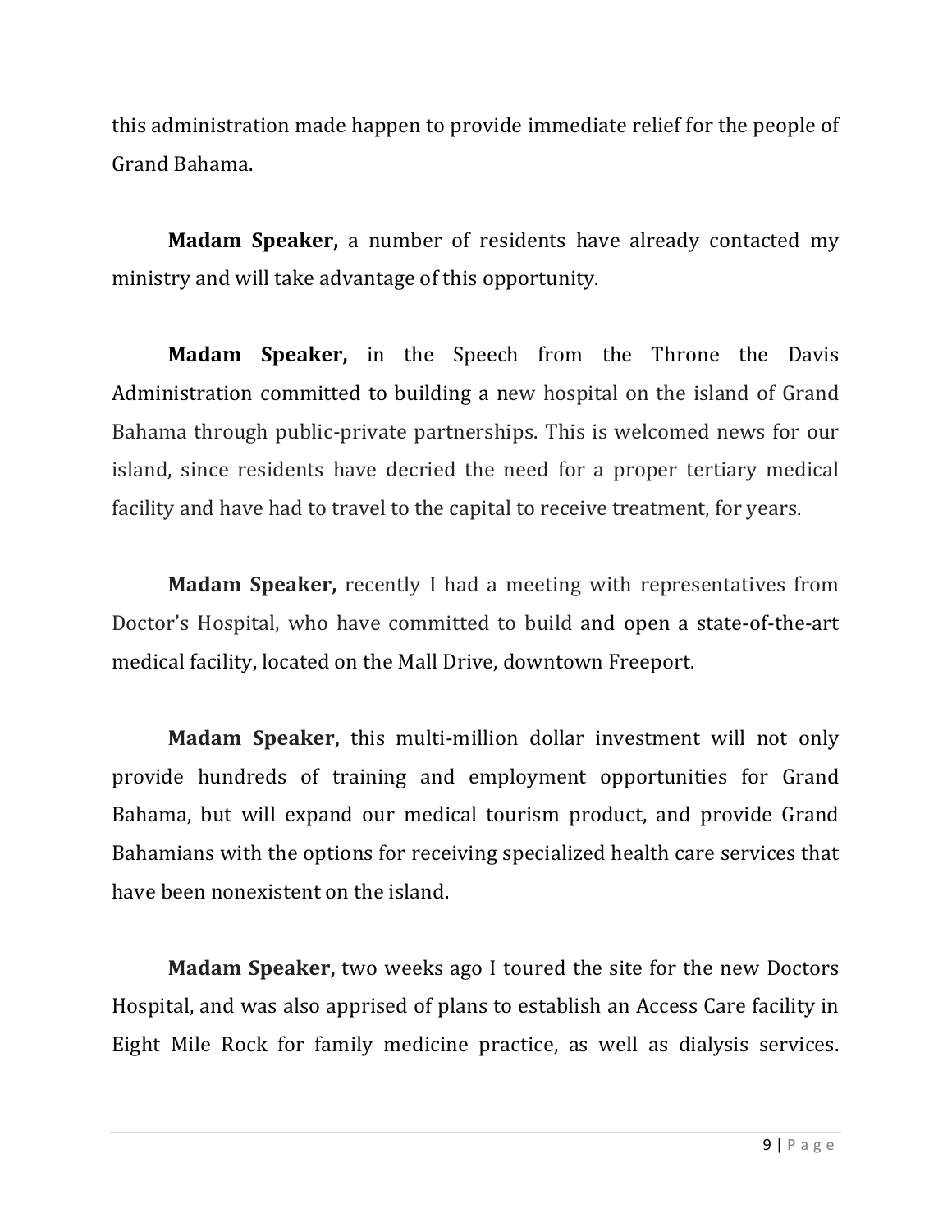this administration made happen to provide immediate relief for the people of Grand Bahama.

**Madam Speaker,** a number of residents have already contacted my ministry and will take advantage of this opportunity.

**Madam Speaker,** in the Speech from the Throne the Davis Administration committed to building a new hospital on the island of Grand Bahama through public-private partnerships. This is welcomed news for our island, since residents have decried the need for a proper tertiary medical facility and have had to travel to the capital to receive treatment, for years.

**Madam Speaker,** recently I had a meeting with representatives from Doctor's Hospital, who have committed to build and open a state-of-the-art medical facility, located on the Mall Drive, downtown Freeport.

**Madam Speaker,** this multi-million dollar investment will not only provide hundreds of training and employment opportunities for Grand Bahama, but will expand our medical tourism product, and provide Grand Bahamians with the options for receiving specialized health care services that have been nonexistent on the island.

**Madam Speaker,** two weeks ago I toured the site for the new Doctors Hospital, and was also apprised of plans to establish an Access Care facility in Eight Mile Rock for family medicine practice, as well as dialysis services.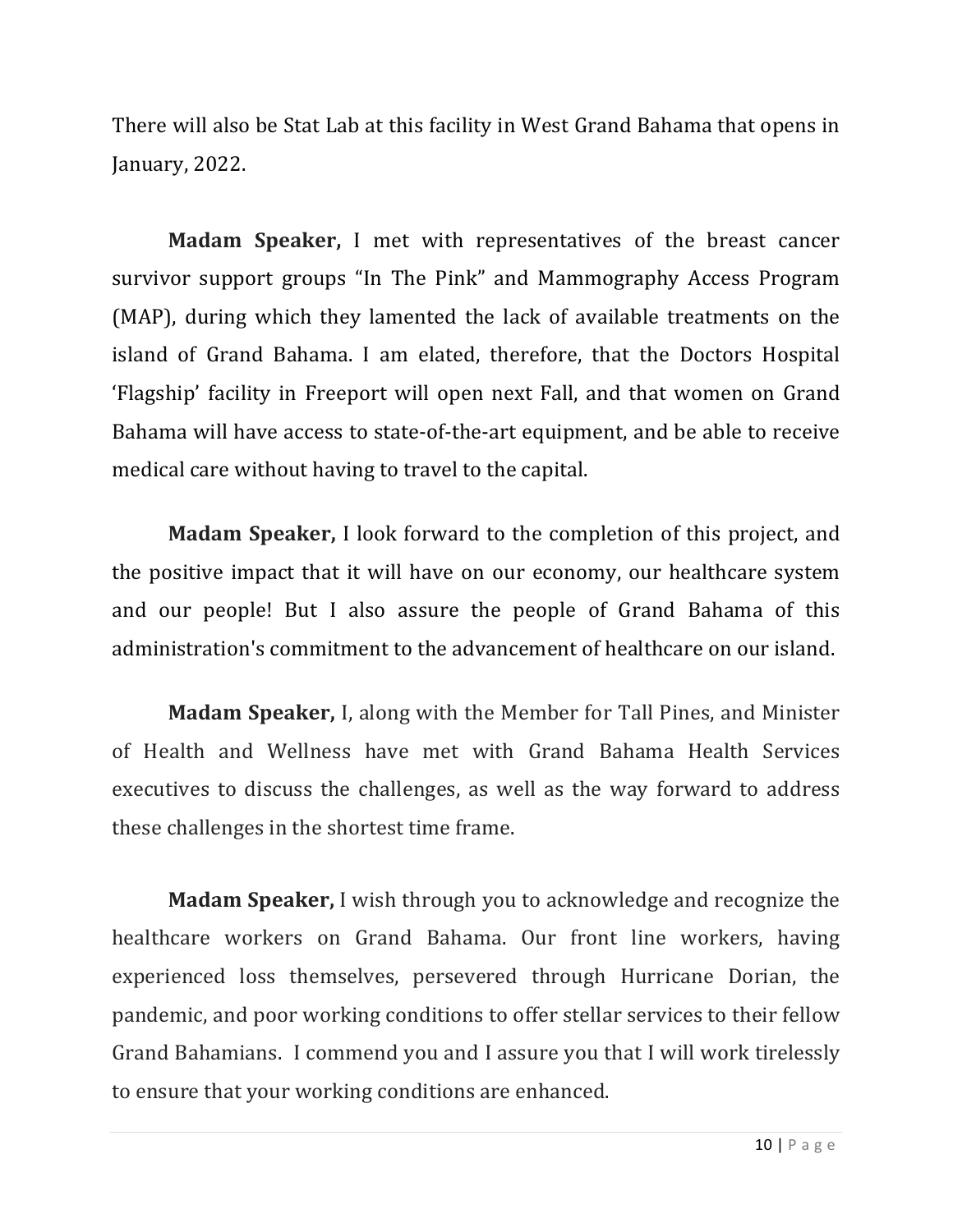There will also be Stat Lab at this facility in West Grand Bahama that opens in January, 2022.

**Madam Speaker,** I met with representatives of the breast cancer survivor support groups "In The Pink" and Mammography Access Program (MAP), during which they lamented the lack of available treatments on the island of Grand Bahama. I am elated, therefore, that the Doctors Hospital 'Flagship' facility in Freeport will open next Fall, and that women on Grand Bahama will have access to state-of-the-art equipment, and be able to receive medical care without having to travel to the capital.

**Madam Speaker,** I look forward to the completion of this project, and the positive impact that it will have on our economy, our healthcare system and our people! But I also assure the people of Grand Bahama of this administration's commitment to the advancement of healthcare on our island.

**Madam Speaker,** I, along with the Member for Tall Pines, and Minister of Health and Wellness have met with Grand Bahama Health Services executives to discuss the challenges, as well as the way forward to address these challenges in the shortest time frame.

**Madam Speaker,** I wish through you to acknowledge and recognize the healthcare workers on Grand Bahama. Our front line workers, having experienced loss themselves, persevered through Hurricane Dorian, the pandemic, and poor working conditions to offer stellar services to their fellow Grand Bahamians. I commend you and I assure you that I will work tirelessly to ensure that your working conditions are enhanced.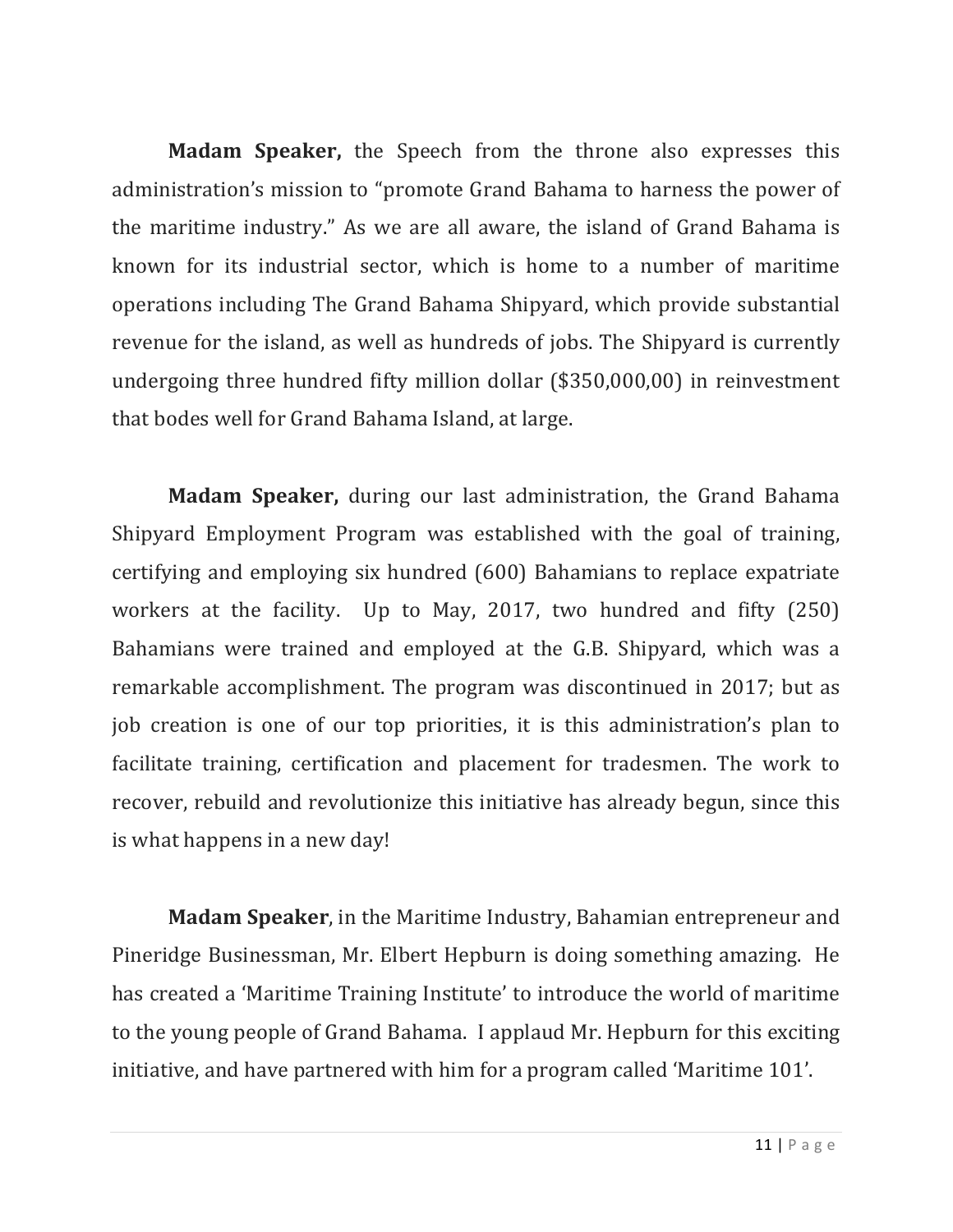**Madam Speaker,** the Speech from the throne also expresses this administration's mission to "promote Grand Bahama to harness the power of the maritime industry." As we are all aware, the island of Grand Bahama is known for its industrial sector, which is home to a number of maritime operations including The Grand Bahama Shipyard, which provide substantial revenue for the island, as well as hundreds of jobs. The Shipyard is currently undergoing three hundred fifty million dollar ($350,000,00) in reinvestment that bodes well for Grand Bahama Island, at large.

**Madam Speaker,** during our last administration, the Grand Bahama Shipyard Employment Program was established with the goal of training, certifying and employing six hundred (600) Bahamians to replace expatriate workers at the facility. Up to May, 2017, two hundred and fifty (250) Bahamians were trained and employed at the G.B. Shipyard, which was a remarkable accomplishment. The program was discontinued in 2017; but as job creation is one of our top priorities, it is this administration's plan to facilitate training, certification and placement for tradesmen. The work to recover, rebuild and revolutionize this initiative has already begun, since this is what happens in a new day!

**Madam Speaker**, in the Maritime Industry, Bahamian entrepreneur and Pineridge Businessman, Mr. Elbert Hepburn is doing something amazing. He has created a 'Maritime Training Institute' to introduce the world of maritime to the young people of Grand Bahama. I applaud Mr. Hepburn for this exciting initiative, and have partnered with him for a program called 'Maritime 101'.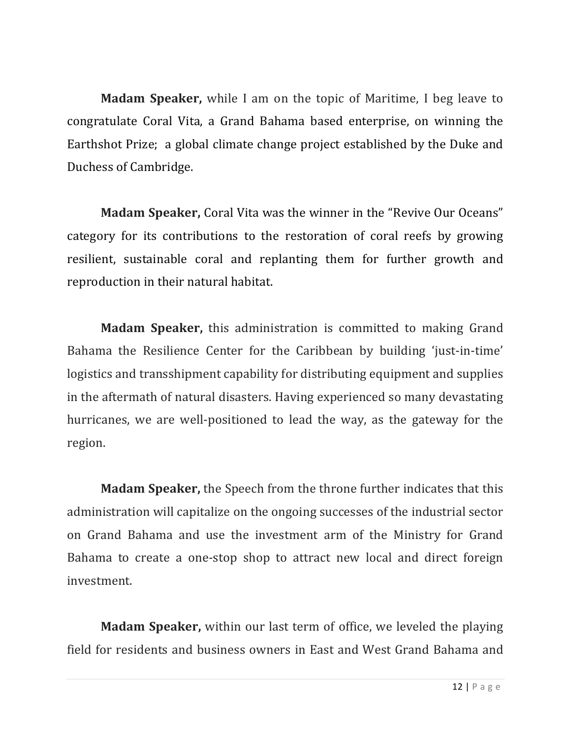**Madam Speaker,** while I am on the topic of Maritime, I beg leave to congratulate Coral Vita, a Grand Bahama based enterprise, on winning the Earthshot Prize; a global climate change project established by the Duke and Duchess of Cambridge.

**Madam Speaker,** Coral Vita was the winner in the "Revive Our Oceans" category for its contributions to the restoration of coral reefs by growing resilient, sustainable coral and replanting them for further growth and reproduction in their natural habitat.

**Madam Speaker,** this administration is committed to making Grand Bahama the Resilience Center for the Caribbean by building 'just-in-time' logistics and transshipment capability for distributing equipment and supplies in the aftermath of natural disasters. Having experienced so many devastating hurricanes, we are well-positioned to lead the way, as the gateway for the region.

**Madam Speaker,** the Speech from the throne further indicates that this administration will capitalize on the ongoing successes of the industrial sector on Grand Bahama and use the investment arm of the Ministry for Grand Bahama to create a one-stop shop to attract new local and direct foreign investment.

**Madam Speaker,** within our last term of office, we leveled the playing field for residents and business owners in East and West Grand Bahama and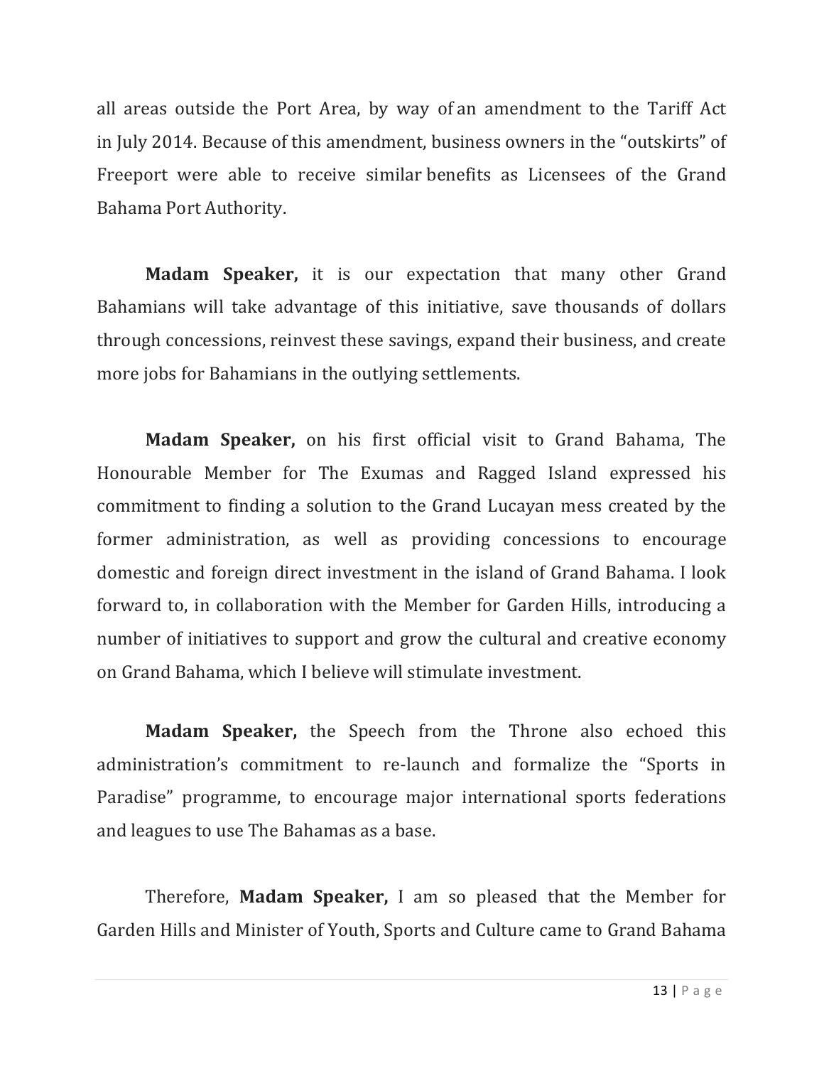all areas outside the Port Area, by way of an amendment to the Tariff Act in July 2014. Because of this amendment, business owners in the "outskirts" of Freeport were able to receive similar benefits as Licensees of the Grand Bahama Port Authority.

**Madam Speaker,** it is our expectation that many other Grand Bahamians will take advantage of this initiative, save thousands of dollars through concessions, reinvest these savings, expand their business, and create more jobs for Bahamians in the outlying settlements.

**Madam Speaker,** on his first official visit to Grand Bahama, The Honourable Member for The Exumas and Ragged Island expressed his commitment to finding a solution to the Grand Lucayan mess created by the former administration, as well as providing concessions to encourage domestic and foreign direct investment in the island of Grand Bahama. I look forward to, in collaboration with the Member for Garden Hills, introducing a number of initiatives to support and grow the cultural and creative economy on Grand Bahama, which I believe will stimulate investment.

**Madam Speaker,** the Speech from the Throne also echoed this administration's commitment to re-launch and formalize the "Sports in Paradise" programme, to encourage major international sports federations and leagues to use The Bahamas as a base.

Therefore, **Madam Speaker,** I am so pleased that the Member for Garden Hills and Minister of Youth, Sports and Culture came to Grand Bahama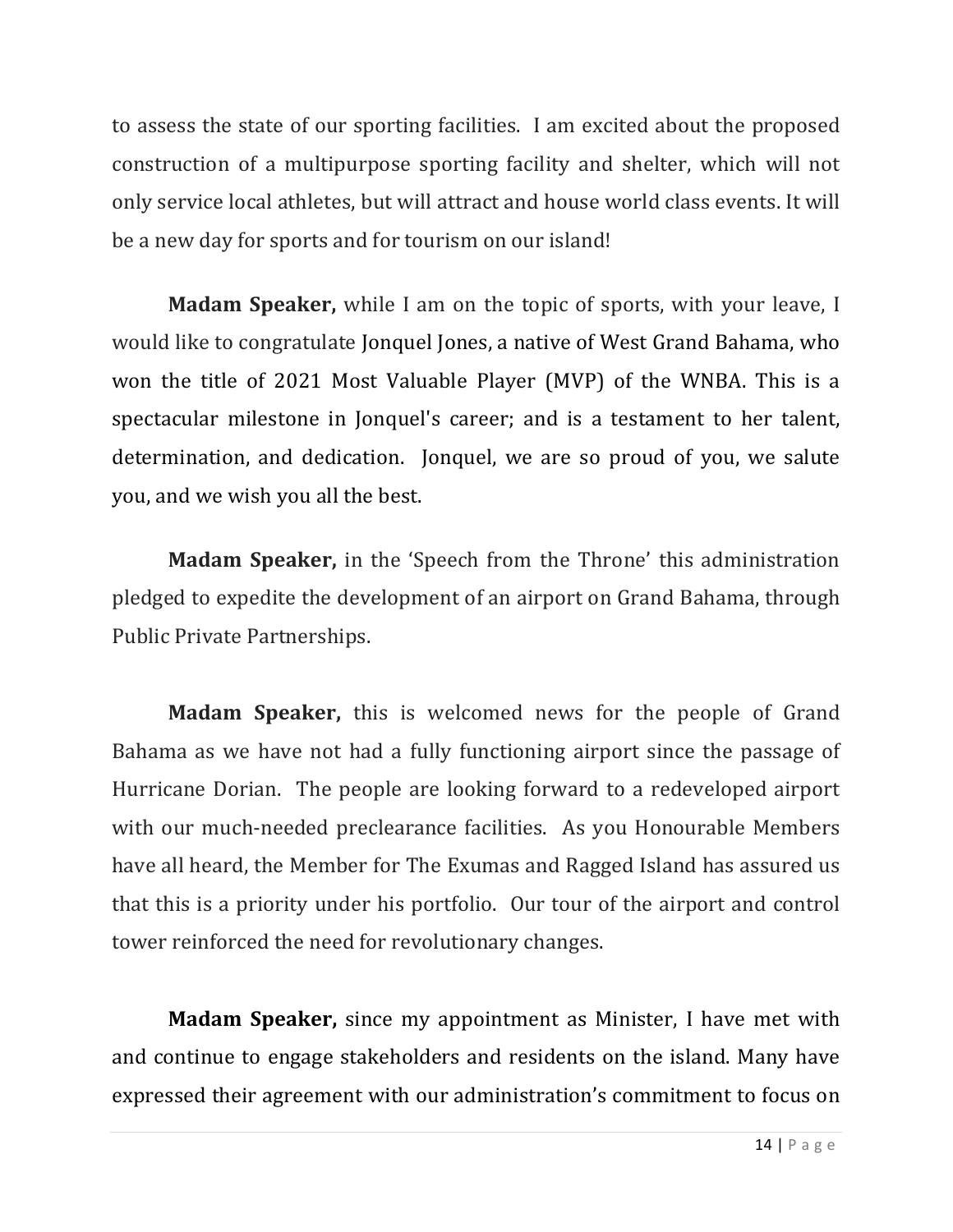to assess the state of our sporting facilities. I am excited about the proposed construction of a multipurpose sporting facility and shelter, which will not only service local athletes, but will attract and house world class events. It will be a new day for sports and for tourism on our island!

**Madam Speaker,** while I am on the topic of sports, with your leave, I would like to congratulate Jonquel Jones, a native of West Grand Bahama, who won the title of 2021 Most Valuable Player (MVP) of the WNBA. This is a spectacular milestone in Jonquel's career; and is a testament to her talent, determination, and dedication. Jonquel, we are so proud of you, we salute you, and we wish you all the best.

**Madam Speaker,** in the 'Speech from the Throne' this administration pledged to expedite the development of an airport on Grand Bahama, through Public Private Partnerships.

**Madam Speaker,** this is welcomed news for the people of Grand Bahama as we have not had a fully functioning airport since the passage of Hurricane Dorian. The people are looking forward to a redeveloped airport with our much-needed preclearance facilities. As you Honourable Members have all heard, the Member for The Exumas and Ragged Island has assured us that this is a priority under his portfolio. Our tour of the airport and control tower reinforced the need for revolutionary changes.

**Madam Speaker,** since my appointment as Minister, I have met with and continue to engage stakeholders and residents on the island. Many have expressed their agreement with our administration's commitment to focus on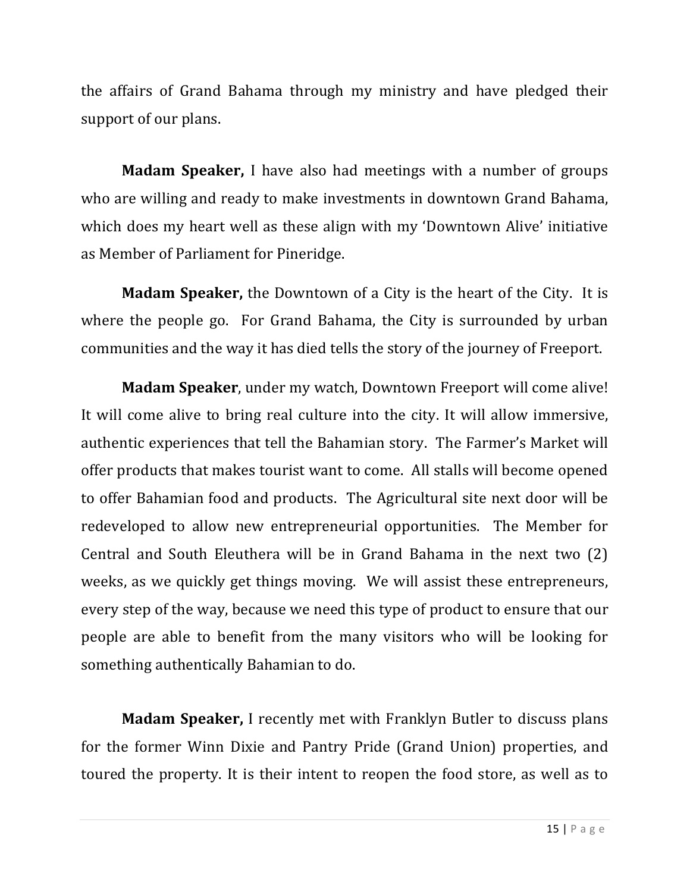the affairs of Grand Bahama through my ministry and have pledged their support of our plans.

**Madam Speaker,** I have also had meetings with a number of groups who are willing and ready to make investments in downtown Grand Bahama, which does my heart well as these align with my 'Downtown Alive' initiative as Member of Parliament for Pineridge.

**Madam Speaker,** the Downtown of a City is the heart of the City. It is where the people go. For Grand Bahama, the City is surrounded by urban communities and the way it has died tells the story of the journey of Freeport.

**Madam Speaker**, under my watch, Downtown Freeport will come alive! It will come alive to bring real culture into the city. It will allow immersive, authentic experiences that tell the Bahamian story. The Farmer's Market will offer products that makes tourist want to come. All stalls will become opened to offer Bahamian food and products. The Agricultural site next door will be redeveloped to allow new entrepreneurial opportunities. The Member for Central and South Eleuthera will be in Grand Bahama in the next two (2) weeks, as we quickly get things moving. We will assist these entrepreneurs, every step of the way, because we need this type of product to ensure that our people are able to benefit from the many visitors who will be looking for something authentically Bahamian to do.

**Madam Speaker,** I recently met with Franklyn Butler to discuss plans for the former Winn Dixie and Pantry Pride (Grand Union) properties, and toured the property. It is their intent to reopen the food store, as well as to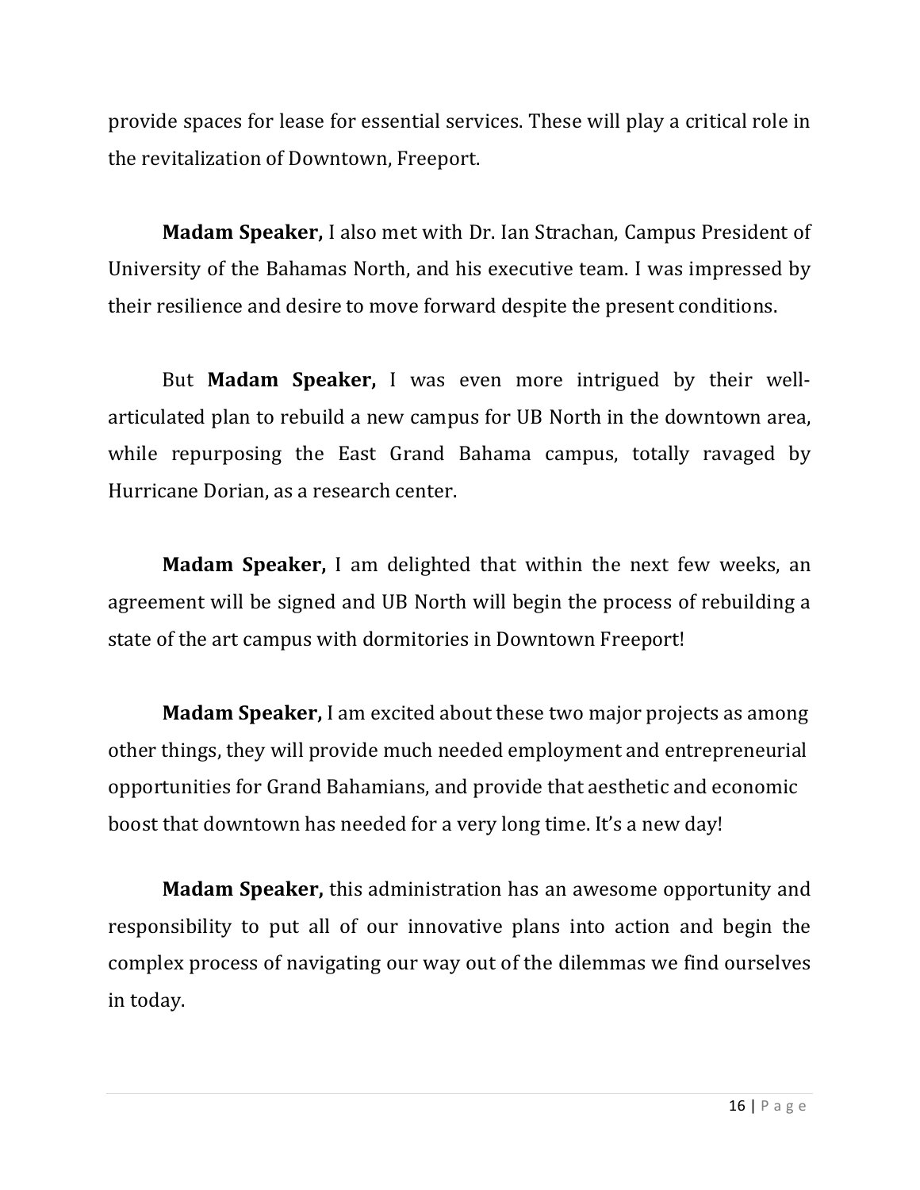provide spaces for lease for essential services. These will play a critical role in the revitalization of Downtown, Freeport.

**Madam Speaker,** I also met with Dr. Ian Strachan, Campus President of University of the Bahamas North, and his executive team. I was impressed by their resilience and desire to move forward despite the present conditions.

But **Madam Speaker,** I was even more intrigued by their well-articulated plan to rebuild a new campus for UB North in the downtown area, while repurposing the East Grand Bahama campus, totally ravaged by Hurricane Dorian, as a research center.

**Madam Speaker,** I am delighted that within the next few weeks, an agreement will be signed and UB North will begin the process of rebuilding a state of the art campus with dormitories in Downtown Freeport!

**Madam Speaker,** I am excited about these two major projects as among other things, they will provide much needed employment and entrepreneurial opportunities for Grand Bahamians, and provide that aesthetic and economic boost that downtown has needed for a very long time. It's a new day!

**Madam Speaker,** this administration has an awesome opportunity and responsibility to put all of our innovative plans into action and begin the complex process of navigating our way out of the dilemmas we find ourselves in today.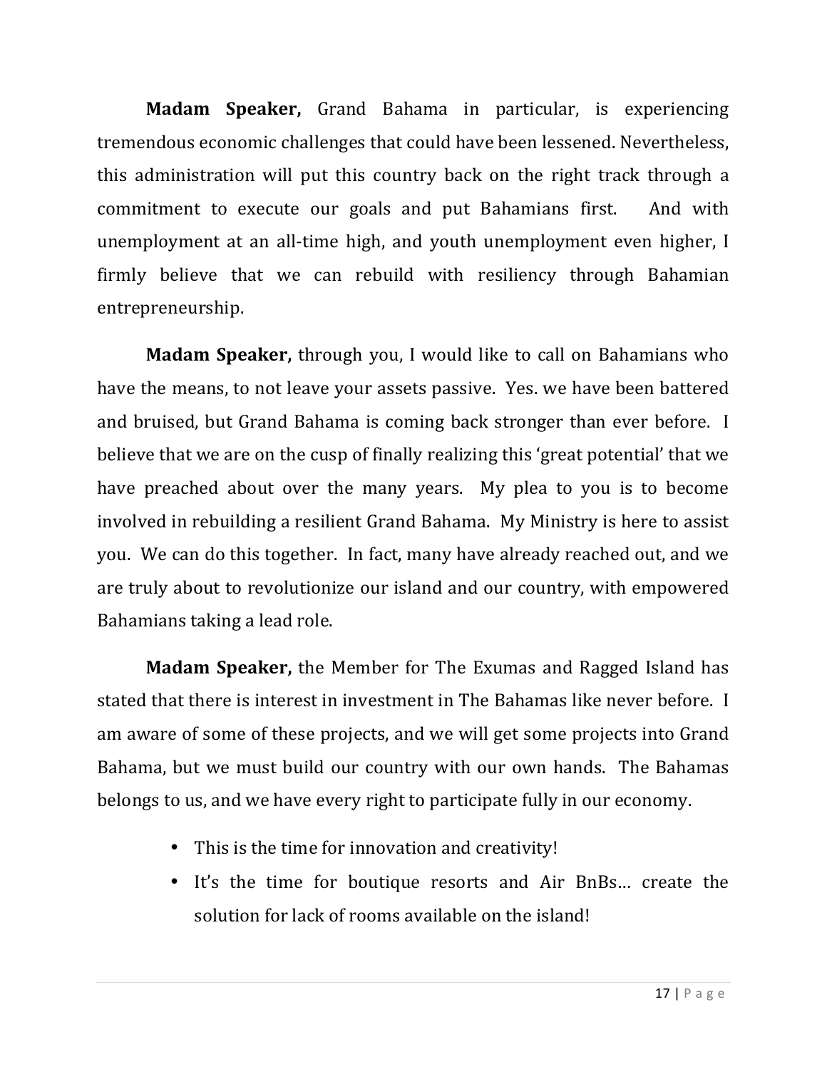**Madam Speaker,** Grand Bahama in particular, is experiencing tremendous economic challenges that could have been lessened. Nevertheless, this administration will put this country back on the right track through a commitment to execute our goals and put Bahamians first. And with unemployment at an all-time high, and youth unemployment even higher, I firmly believe that we can rebuild with resiliency through Bahamian entrepreneurship.

**Madam Speaker,** through you, I would like to call on Bahamians who have the means, to not leave your assets passive. Yes. we have been battered and bruised, but Grand Bahama is coming back stronger than ever before. I believe that we are on the cusp of finally realizing this 'great potential' that we have preached about over the many years. My plea to you is to become involved in rebuilding a resilient Grand Bahama. My Ministry is here to assist you. We can do this together. In fact, many have already reached out, and we are truly about to revolutionize our island and our country, with empowered Bahamians taking a lead role.

**Madam Speaker,** the Member for The Exumas and Ragged Island has stated that there is interest in investment in The Bahamas like never before. I am aware of some of these projects, and we will get some projects into Grand Bahama, but we must build our country with our own hands. The Bahamas belongs to us, and we have every right to participate fully in our economy.

- This is the time for innovation and creativity!
- It's the time for boutique resorts and Air BnBs… create the solution for lack of rooms available on the island!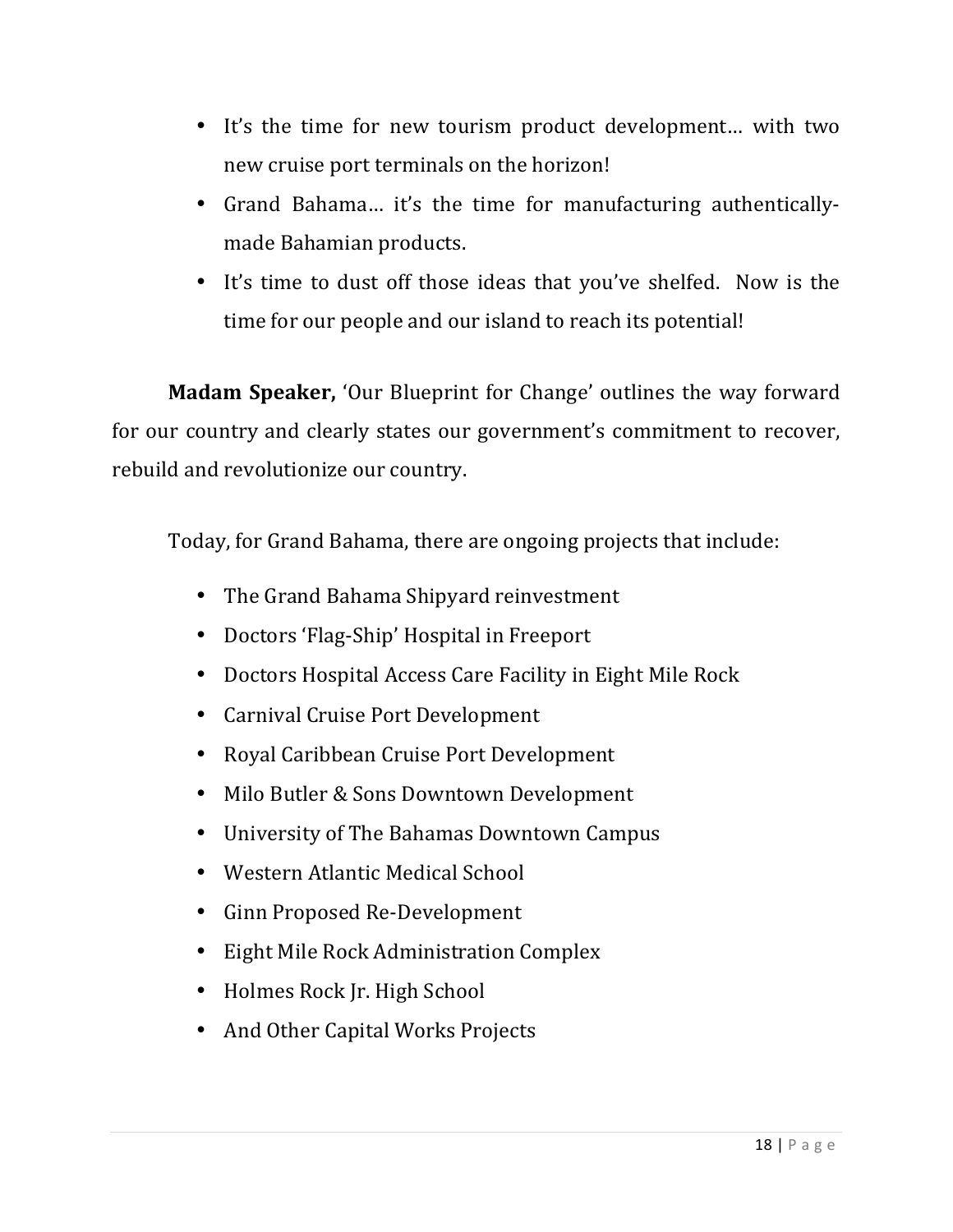- It's the time for new tourism product development… with two new cruise port terminals on the horizon!
- Grand Bahama… it's the time for manufacturing authentically-made Bahamian products.
- It's time to dust off those ideas that you've shelfed. Now is the time for our people and our island to reach its potential!

**Madam Speaker,** 'Our Blueprint for Change' outlines the way forward for our country and clearly states our government's commitment to recover, rebuild and revolutionize our country.

Today, for Grand Bahama, there are ongoing projects that include:

- The Grand Bahama Shipyard reinvestment
- Doctors 'Flag-Ship' Hospital in Freeport
- Doctors Hospital Access Care Facility in Eight Mile Rock
- Carnival Cruise Port Development
- Royal Caribbean Cruise Port Development
- Milo Butler & Sons Downtown Development
- University of The Bahamas Downtown Campus
- Western Atlantic Medical School
- Ginn Proposed Re-Development
- Eight Mile Rock Administration Complex
- Holmes Rock Jr. High School
- And Other Capital Works Projects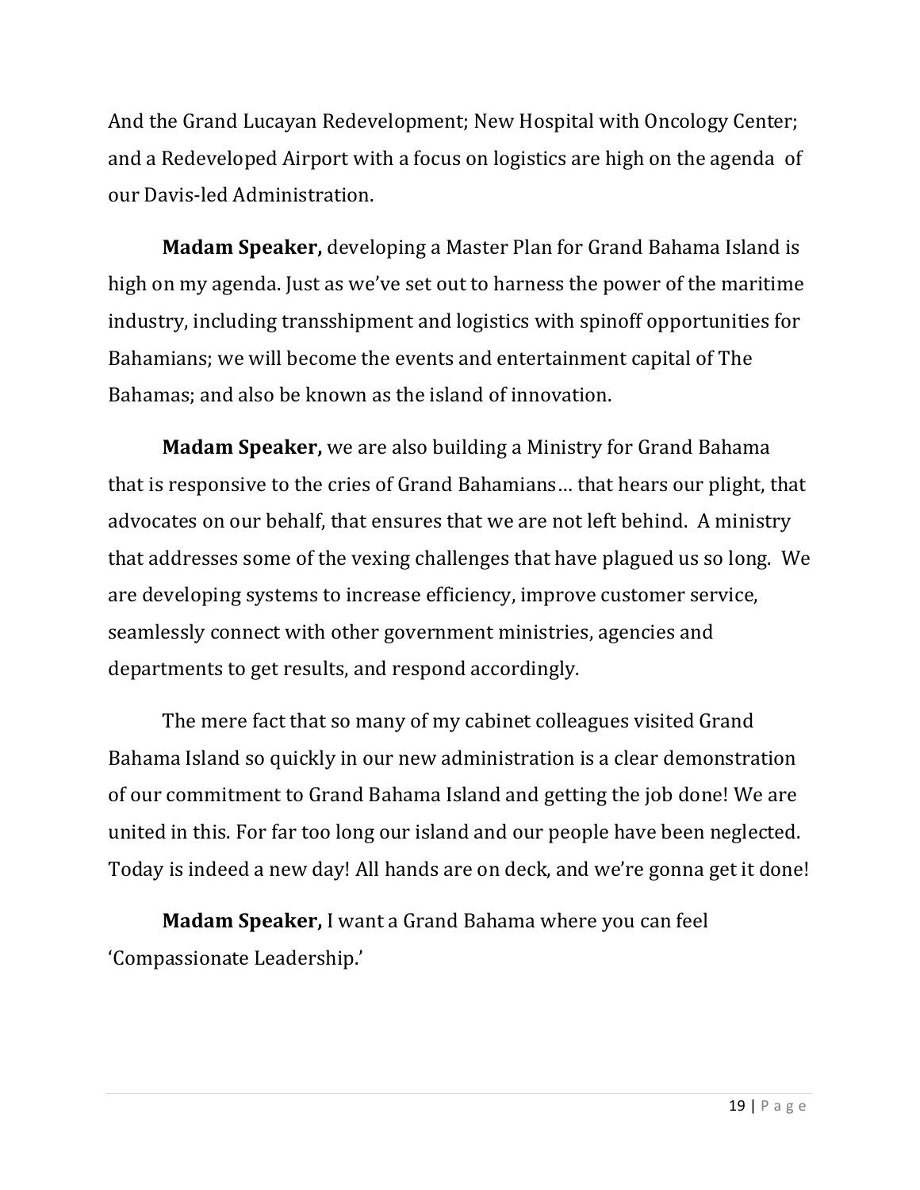And the Grand Lucayan Redevelopment; New Hospital with Oncology Center; and a Redeveloped Airport with a focus on logistics are high on the agenda of our Davis-led Administration.

**Madam Speaker,** developing a Master Plan for Grand Bahama Island is high on my agenda. Just as we've set out to harness the power of the maritime industry, including transshipment and logistics with spinoff opportunities for Bahamians; we will become the events and entertainment capital of The Bahamas; and also be known as the island of innovation.

**Madam Speaker,** we are also building a Ministry for Grand Bahama that is responsive to the cries of Grand Bahamians… that hears our plight, that advocates on our behalf, that ensures that we are not left behind. A ministry that addresses some of the vexing challenges that have plagued us so long. We are developing systems to increase efficiency, improve customer service, seamlessly connect with other government ministries, agencies and departments to get results, and respond accordingly.

The mere fact that so many of my cabinet colleagues visited Grand Bahama Island so quickly in our new administration is a clear demonstration of our commitment to Grand Bahama Island and getting the job done! We are united in this. For far too long our island and our people have been neglected. Today is indeed a new day! All hands are on deck, and we're gonna get it done!

**Madam Speaker,** I want a Grand Bahama where you can feel 'Compassionate Leadership.'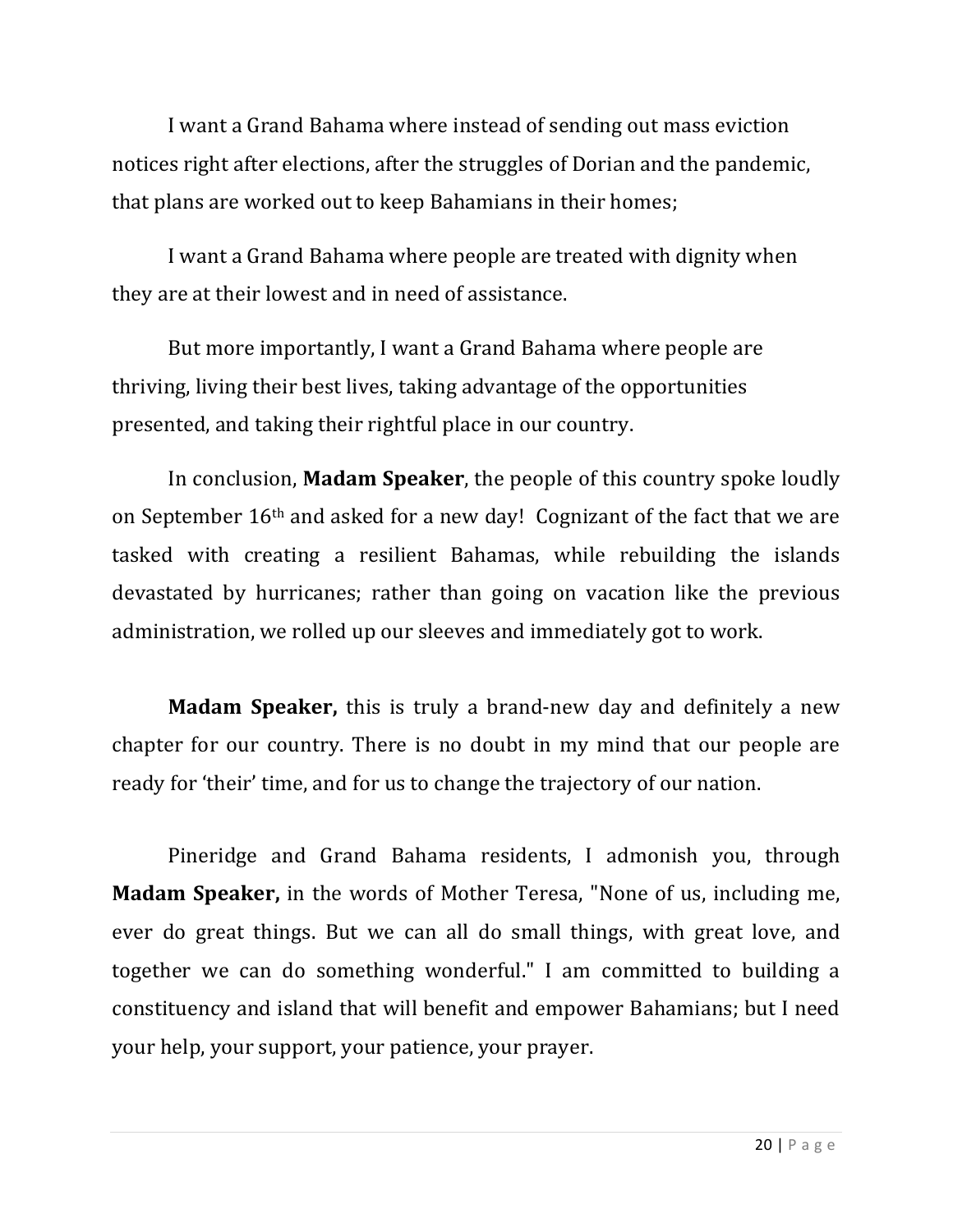I want a Grand Bahama where instead of sending out mass eviction notices right after elections, after the struggles of Dorian and the pandemic, that plans are worked out to keep Bahamians in their homes;

I want a Grand Bahama where people are treated with dignity when they are at their lowest and in need of assistance.

But more importantly, I want a Grand Bahama where people are thriving, living their best lives, taking advantage of the opportunities presented, and taking their rightful place in our country.

In conclusion, **Madam Speaker**, the people of this country spoke loudly on September 16th and asked for a new day! Cognizant of the fact that we are tasked with creating a resilient Bahamas, while rebuilding the islands devastated by hurricanes; rather than going on vacation like the previous administration, we rolled up our sleeves and immediately got to work.

**Madam Speaker,** this is truly a brand-new day and definitely a new chapter for our country. There is no doubt in my mind that our people are ready for 'their' time, and for us to change the trajectory of our nation.

Pineridge and Grand Bahama residents, I admonish you, through **Madam Speaker,** in the words of Mother Teresa, "None of us, including me, ever do great things. But we can all do small things, with great love, and together we can do something wonderful." I am committed to building a constituency and island that will benefit and empower Bahamians; but I need your help, your support, your patience, your prayer.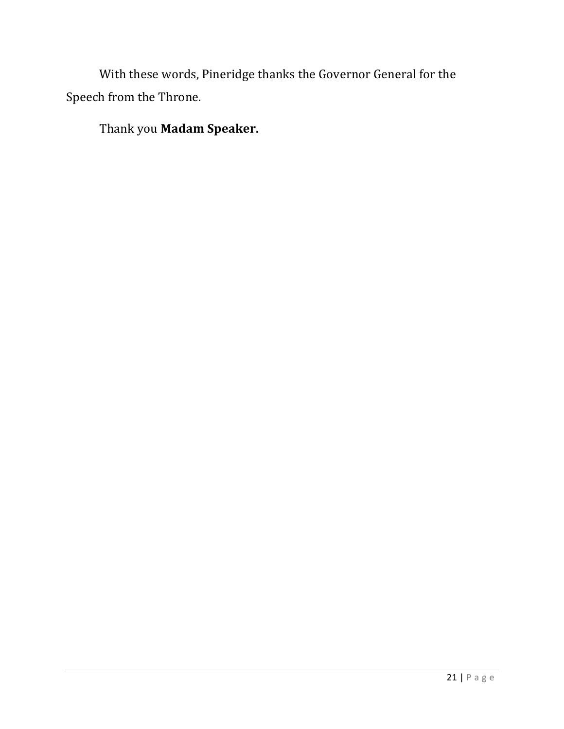With these words, Pineridge thanks the Governor General for the Speech from the Throne.

Thank you **Madam Speaker.**